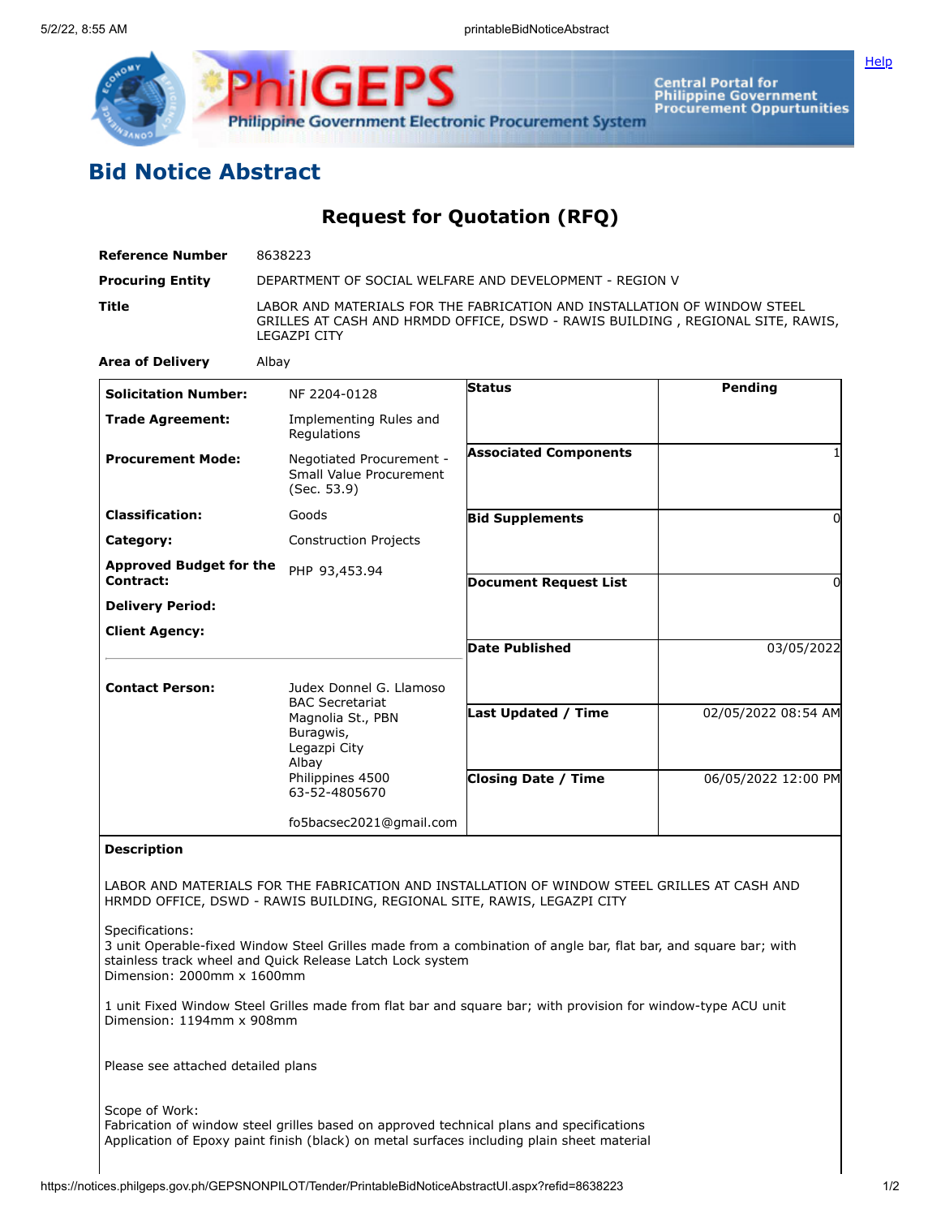# Bid Notice Abstract

## Request for Quotation (RFQ)

| | |
|---|---|
| **Reference Number** | 8638223 |
| **Procuring Entity** | DEPARTMENT OF SOCIAL WELFARE AND DEVELOPMENT - REGION V |
| **Title** | LABOR AND MATERIALS FOR THE FABRICATION AND INSTALLATION OF WINDOW STEEL GRILLES AT CASH AND HRMDD OFFICE, DSWD - RAWIS BUILDING , REGIONAL SITE, RAWIS, LEGAZPI CITY |
| **Area of Delivery** | Albay |

| | | | |
|---|---|---|---|
| **Solicitation Number:** | NF 2204-0128 | **Status** | Pending |
| **Trade Agreement:** | Implementing Rules and Regulations | | |
| **Procurement Mode:** | Negotiated Procurement - Small Value Procurement (Sec. 53.9) | **Associated Components** | 1 |
| **Classification:** | Goods | **Bid Supplements** | 0 |
| **Category:** | Construction Projects | | |
| **Approved Budget for the Contract:** | PHP 93,453.94 | **Document Request List** | 0 |
| **Delivery Period:** | | | |
| **Client Agency:** | | **Date Published** | 03/05/2022 |
| **Contact Person:** | Judex Donnel G. Llamoso<br>BAC Secretariat<br>Magnolia St., PBN<br>Buragwis,<br>Legazpi City<br>Albay<br>Philippines 4500<br>63-52-4805670<br><br>fo5bacsec2021@gmail.com | **Last Updated / Time** | 02/05/2022 08:54 AM |
| | | **Closing Date / Time** | 06/05/2022 12:00 PM |

**Description**

LABOR AND MATERIALS FOR THE FABRICATION AND INSTALLATION OF WINDOW STEEL GRILLES AT CASH AND HRMDD OFFICE, DSWD - RAWIS BUILDING, REGIONAL SITE, RAWIS, LEGAZPI CITY

Specifications:
3 unit Operable-fixed Window Steel Grilles made from a combination of angle bar, flat bar, and square bar; with stainless track wheel and Quick Release Latch Lock system
Dimension: 2000mm x 1600mm

1 unit Fixed Window Steel Grilles made from flat bar and square bar; with provision for window-type ACU unit
Dimension: 1194mm x 908mm

Please see attached detailed plans

Scope of Work:
Fabrication of window steel grilles based on approved technical plans and specifications
Application of Epoxy paint finish (black) on metal surfaces including plain sheet material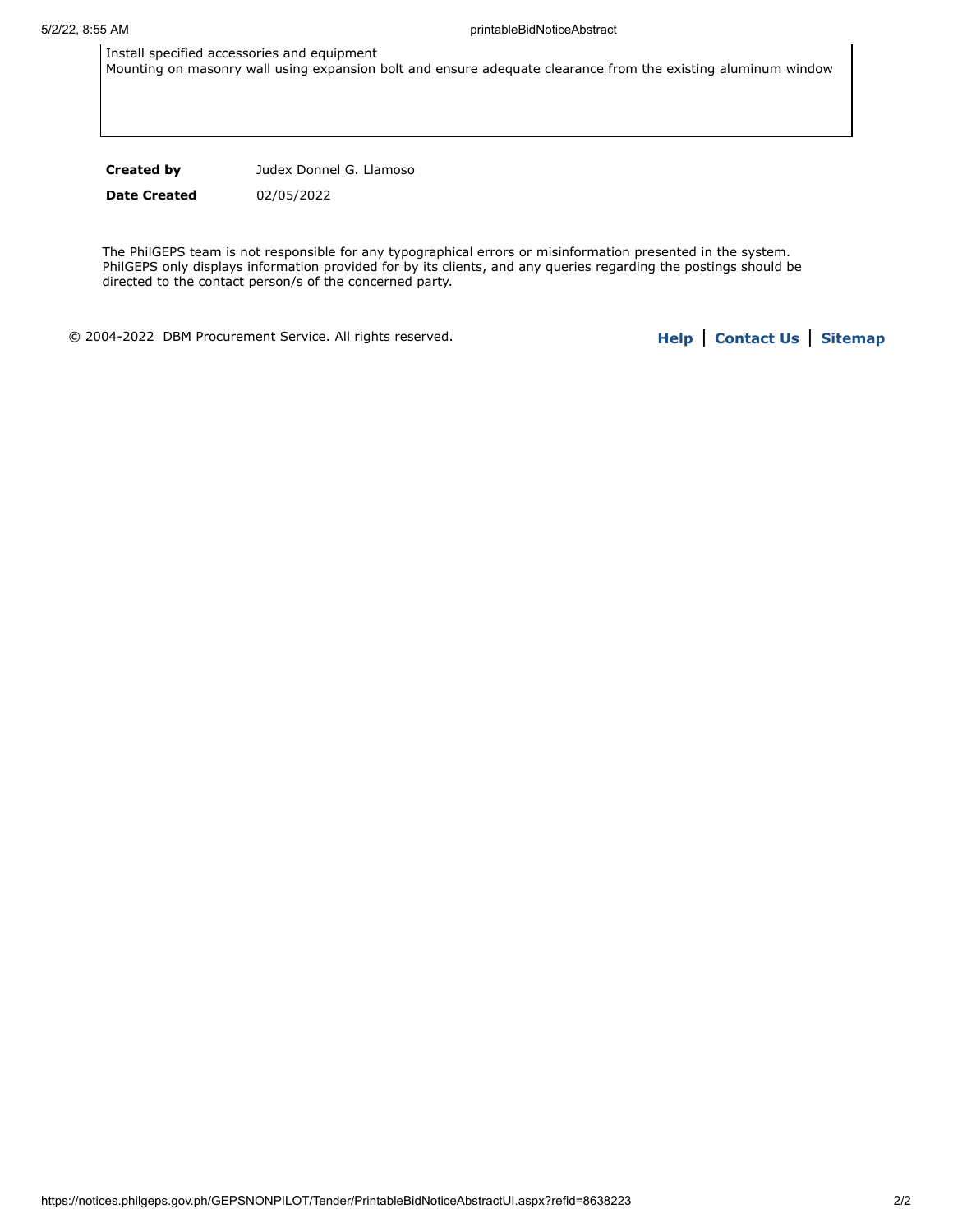Install specified accessories and equipment
Mounting on masonry wall using expansion bolt and ensure adequate clearance from the existing aluminum window

| | |
|---|---|
| **Created by** | Judex Donnel G. Llamoso |
| **Date Created** | 02/05/2022 |

The PhilGEPS team is not responsible for any typographical errors or misinformation presented in the system. PhilGEPS only displays information provided for by its clients, and any queries regarding the postings should be directed to the contact person/s of the concerned party.

© 2004-2022 DBM Procurement Service. All rights reserved.

**Help** | **Contact Us** | **Sitemap**